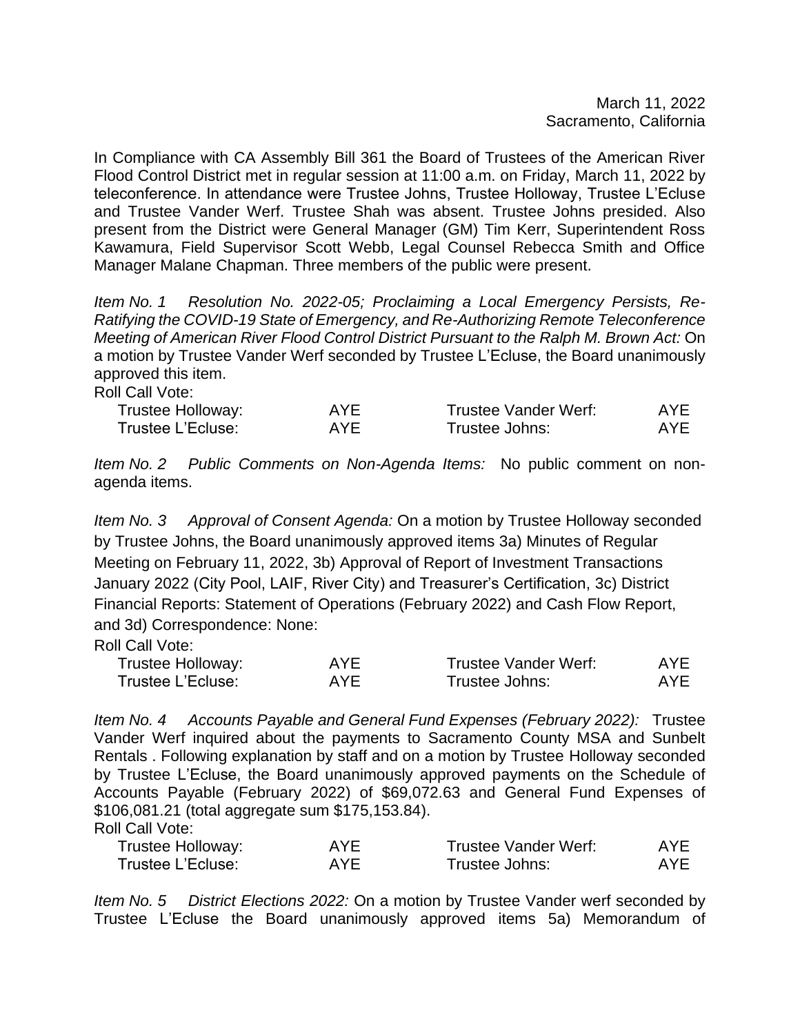March 11, 2022
Sacramento, California

In Compliance with CA Assembly Bill 361 the Board of Trustees of the American River Flood Control District met in regular session at 11:00 a.m. on Friday, March 11, 2022 by teleconference. In attendance were Trustee Johns, Trustee Holloway, Trustee L'Ecluse and Trustee Vander Werf. Trustee Shah was absent. Trustee Johns presided. Also present from the District were General Manager (GM) Tim Kerr, Superintendent Ross Kawamura, Field Supervisor Scott Webb, Legal Counsel Rebecca Smith and Office Manager Malane Chapman. Three members of the public were present.

*Item No. 1 Resolution No. 2022-05; Proclaiming a Local Emergency Persists, Re-Ratifying the COVID-19 State of Emergency, and Re-Authorizing Remote Teleconference Meeting of American River Flood Control District Pursuant to the Ralph M. Brown Act:* On a motion by Trustee Vander Werf seconded by Trustee L'Ecluse, the Board unanimously approved this item.

Roll Call Vote:

| | | | |
|---|---|---|---|
| Trustee Holloway: | AYE | Trustee Vander Werf: | AYE |
| Trustee L'Ecluse: | AYE | Trustee Johns: | AYE |

*Item No. 2 Public Comments on Non-Agenda Items:* No public comment on non-agenda items.

*Item No. 3 Approval of Consent Agenda:* On a motion by Trustee Holloway seconded by Trustee Johns, the Board unanimously approved items 3a) Minutes of Regular Meeting on February 11, 2022, 3b) Approval of Report of Investment Transactions January 2022 (City Pool, LAIF, River City) and Treasurer's Certification, 3c) District Financial Reports: Statement of Operations (February 2022) and Cash Flow Report, and 3d) Correspondence: None:

Roll Call Vote:

| | | | |
|---|---|---|---|
| Trustee Holloway: | AYE | Trustee Vander Werf: | AYE |
| Trustee L'Ecluse: | AYE | Trustee Johns: | AYE |

*Item No. 4 Accounts Payable and General Fund Expenses (February 2022):* Trustee Vander Werf inquired about the payments to Sacramento County MSA and Sunbelt Rentals . Following explanation by staff and on a motion by Trustee Holloway seconded by Trustee L'Ecluse, the Board unanimously approved payments on the Schedule of Accounts Payable (February 2022) of $69,072.63 and General Fund Expenses of $106,081.21 (total aggregate sum $175,153.84).

Roll Call Vote:

| | | | |
|---|---|---|---|
| Trustee Holloway: | AYE | Trustee Vander Werf: | AYE |
| Trustee L'Ecluse: | AYE | Trustee Johns: | AYE |

*Item No. 5 District Elections 2022:* On a motion by Trustee Vander werf seconded by Trustee L'Ecluse the Board unanimously approved items 5a) Memorandum of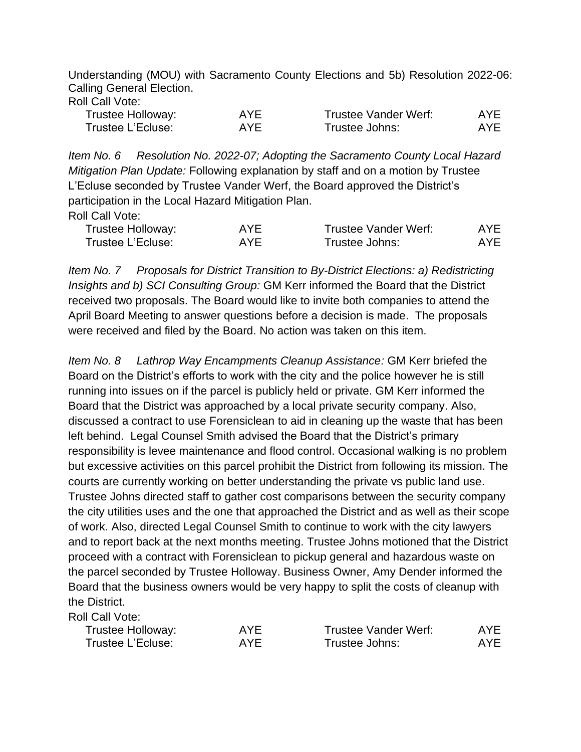Understanding (MOU) with Sacramento County Elections and 5b) Resolution 2022-06: Calling General Election.

Roll Call Vote:

| | | | |
|---|---|---|---|
| Trustee Holloway: | AYE | Trustee Vander Werf: | AYE |
| Trustee L'Ecluse: | AYE | Trustee Johns: | AYE |

*Item No. 6 Resolution No. 2022-07; Adopting the Sacramento County Local Hazard Mitigation Plan Update:* Following explanation by staff and on a motion by Trustee L'Ecluse seconded by Trustee Vander Werf, the Board approved the District's participation in the Local Hazard Mitigation Plan.

Roll Call Vote:

| | | | |
|---|---|---|---|
| Trustee Holloway: | AYE | Trustee Vander Werf: | AYE |
| Trustee L'Ecluse: | AYE | Trustee Johns: | AYE |

*Item No. 7 Proposals for District Transition to By-District Elections: a) Redistricting Insights and b) SCI Consulting Group:* GM Kerr informed the Board that the District received two proposals. The Board would like to invite both companies to attend the April Board Meeting to answer questions before a decision is made. The proposals were received and filed by the Board. No action was taken on this item.

*Item No. 8 Lathrop Way Encampments Cleanup Assistance:* GM Kerr briefed the Board on the District's efforts to work with the city and the police however he is still running into issues on if the parcel is publicly held or private. GM Kerr informed the Board that the District was approached by a local private security company. Also, discussed a contract to use Forensiclean to aid in cleaning up the waste that has been left behind. Legal Counsel Smith advised the Board that the District's primary responsibility is levee maintenance and flood control. Occasional walking is no problem but excessive activities on this parcel prohibit the District from following its mission. The courts are currently working on better understanding the private vs public land use. Trustee Johns directed staff to gather cost comparisons between the security company the city utilities uses and the one that approached the District and as well as their scope of work. Also, directed Legal Counsel Smith to continue to work with the city lawyers and to report back at the next months meeting. Trustee Johns motioned that the District proceed with a contract with Forensiclean to pickup general and hazardous waste on the parcel seconded by Trustee Holloway. Business Owner, Amy Dender informed the Board that the business owners would be very happy to split the costs of cleanup with the District.

Roll Call Vote:

| | | | |
|---|---|---|---|
| Trustee Holloway: | AYE | Trustee Vander Werf: | AYE |
| Trustee L'Ecluse: | AYE | Trustee Johns: | AYE |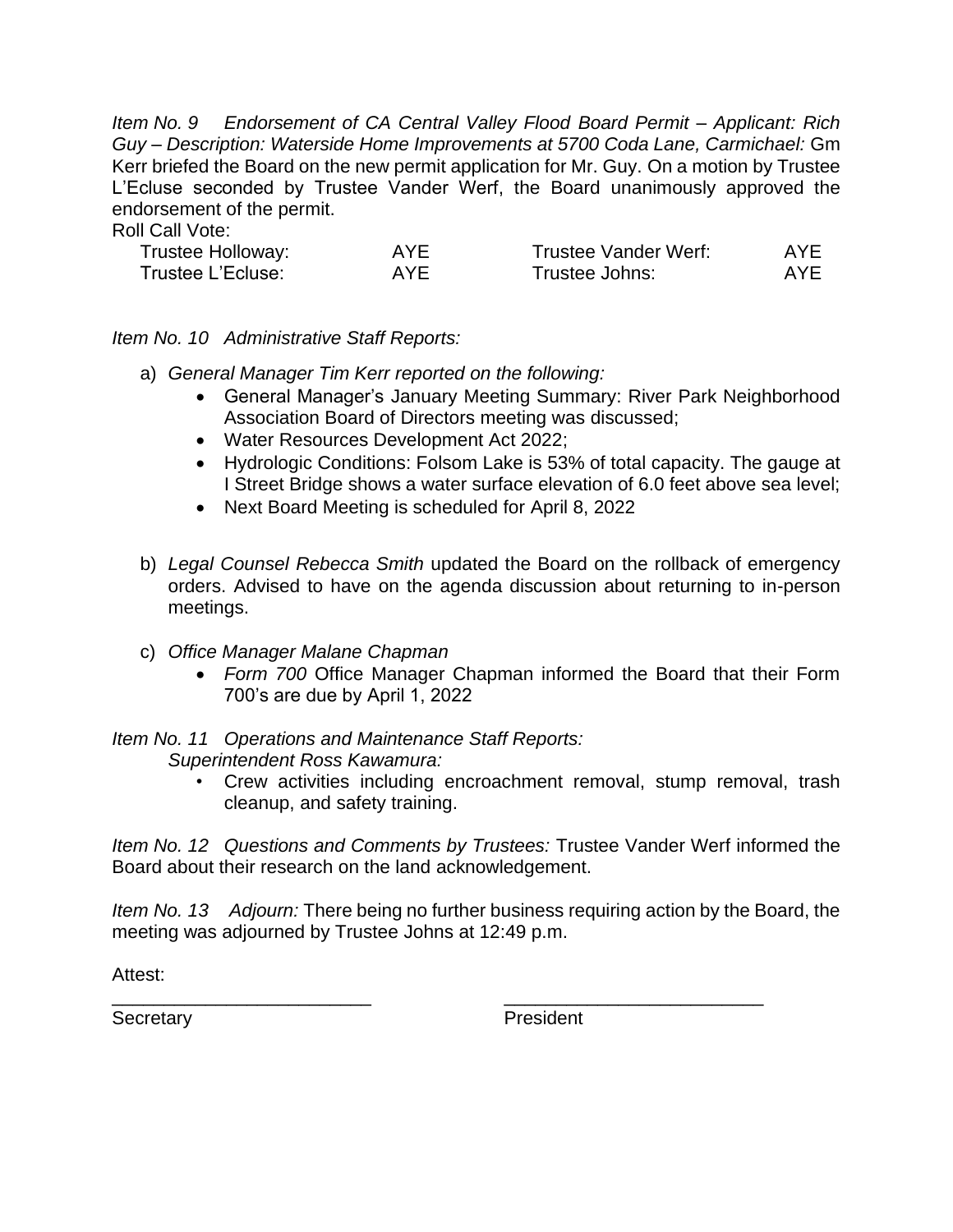*Item No. 9 Endorsement of CA Central Valley Flood Board Permit – Applicant: Rich Guy – Description: Waterside Home Improvements at 5700 Coda Lane, Carmichael:* Gm Kerr briefed the Board on the new permit application for Mr. Guy. On a motion by Trustee L'Ecluse seconded by Trustee Vander Werf, the Board unanimously approved the endorsement of the permit.

Roll Call Vote:

| | | | |
|---|---|---|---|
| Trustee Holloway: | AYE | Trustee Vander Werf: | AYE |
| Trustee L'Ecluse: | AYE | Trustee Johns: | AYE |

*Item No. 10 Administrative Staff Reports:*

a) *General Manager Tim Kerr reported on the following:*
   - General Manager's January Meeting Summary: River Park Neighborhood Association Board of Directors meeting was discussed;
   - Water Resources Development Act 2022;
   - Hydrologic Conditions: Folsom Lake is 53% of total capacity. The gauge at I Street Bridge shows a water surface elevation of 6.0 feet above sea level;
   - Next Board Meeting is scheduled for April 8, 2022

b) *Legal Counsel Rebecca Smith* updated the Board on the rollback of emergency orders. Advised to have on the agenda discussion about returning to in-person meetings.

c) *Office Manager Malane Chapman*
   - *Form 700* Office Manager Chapman informed the Board that their Form 700's are due by April 1, 2022

*Item No. 11 Operations and Maintenance Staff Reports:*

*Superintendent Ross Kawamura:*

- Crew activities including encroachment removal, stump removal, trash cleanup, and safety training.

*Item No. 12 Questions and Comments by Trustees:* Trustee Vander Werf informed the Board about their research on the land acknowledgement.

*Item No. 13 Adjourn:* There being no further business requiring action by the Board, the meeting was adjourned by Trustee Johns at 12:49 p.m.

Attest:

\_\_\_\_\_\_\_\_\_\_\_\_\_\_\_\_\_\_\_\_\_\_\_\_\_\_ \_\_\_\_\_\_\_\_\_\_\_\_\_\_\_\_\_\_\_\_\_\_\_\_\_\_

Secretary President